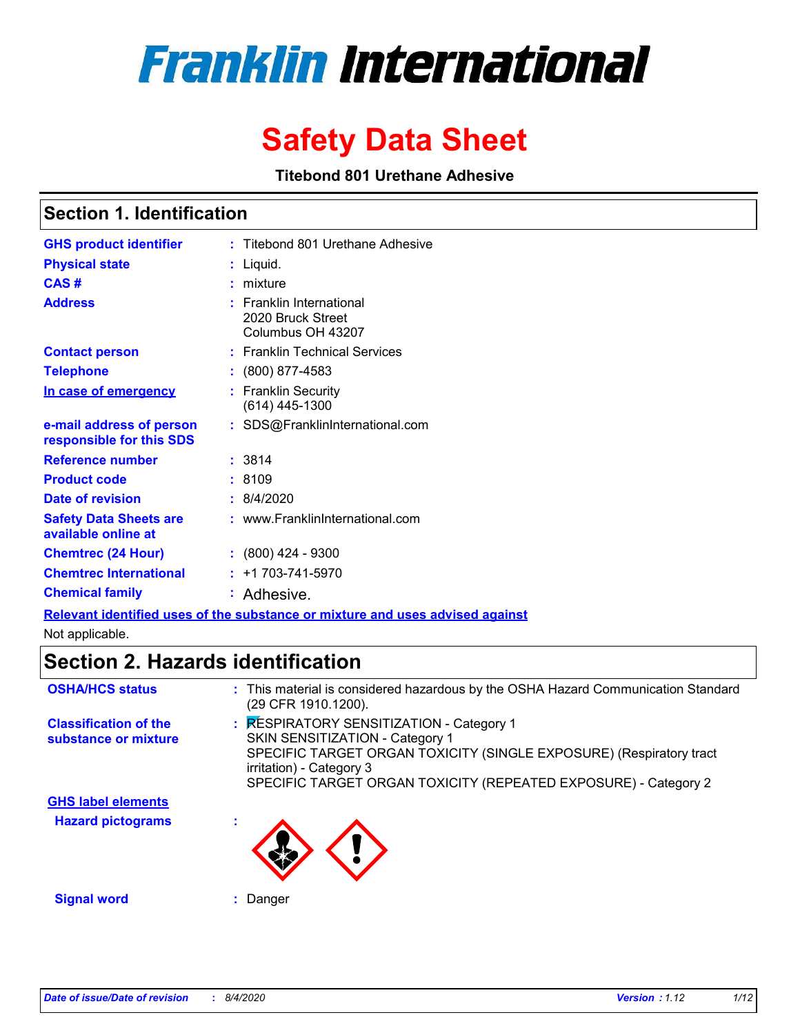# Franklin International

# Safety Data Sheet

**Titebond 801 Urethane Adhesive**

## Section 1. Identification

| | |
|---|---|
| **GHS product identifier** | : Titebond 801 Urethane Adhesive |
| **Physical state** | : Liquid. |
| **CAS #** | : mixture |
| **Address** | : Franklin International<br>2020 Bruck Street<br>Columbus OH 43207 |
| **Contact person** | : Franklin Technical Services |
| **Telephone** | : (800) 877-4583 |
| **In case of emergency** | : Franklin Security<br>(614) 445-1300 |
| **e-mail address of person responsible for this SDS** | : SDS@FranklinInternational.com |
| **Reference number** | : 3814 |
| **Product code** | : 8109 |
| **Date of revision** | : 8/4/2020 |
| **Safety Data Sheets are available online at** | : www.FranklinInternational.com |
| **Chemtrec (24 Hour)** | : (800) 424 - 9300 |
| **Chemtrec International** | : +1 703-741-5970 |
| **Chemical family** | : Adhesive. |

**Relevant identified uses of the substance or mixture and uses advised against**

Not applicable.

## Section 2. Hazards identification

| | |
|---|---|
| **OSHA/HCS status** | : This material is considered hazardous by the OSHA Hazard Communication Standard (29 CFR 1910.1200). |
| **Classification of the substance or mixture** | : RESPIRATORY SENSITIZATION - Category 1<br>SKIN SENSITIZATION - Category 1<br>SPECIFIC TARGET ORGAN TOXICITY (SINGLE EXPOSURE) (Respiratory tract irritation) - Category 3<br>SPECIFIC TARGET ORGAN TOXICITY (REPEATED EXPOSURE) - Category 2 |

**GHS label elements**

| | |
|---|---|
| **Hazard pictograms** | : |
| **Signal word** | : Danger |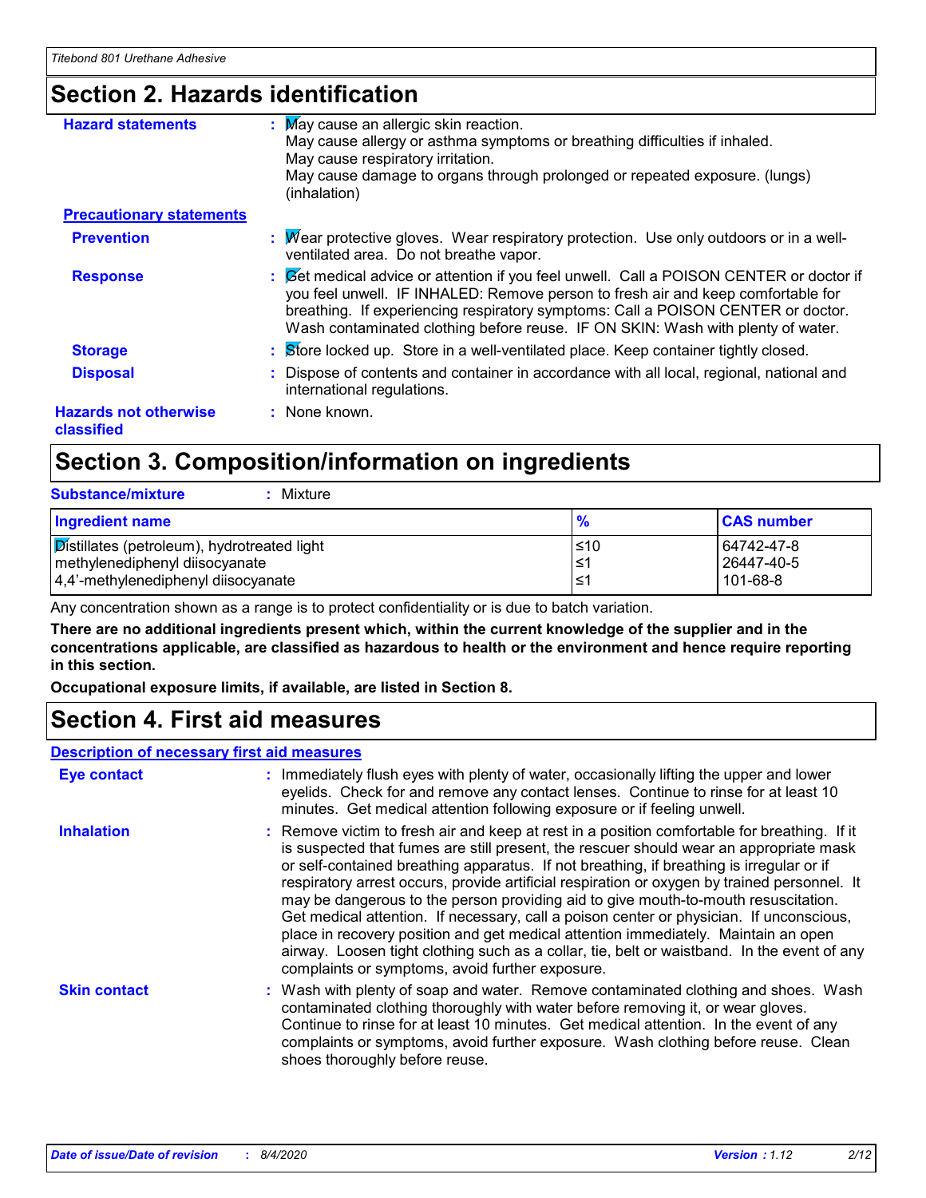## Section 2. Hazards identification

**Hazard statements** : May cause an allergic skin reaction.
May cause allergy or asthma symptoms or breathing difficulties if inhaled.
May cause respiratory irritation.
May cause damage to organs through prolonged or repeated exposure. (lungs) (inhalation)

**Precautionary statements**

**Prevention** : Wear protective gloves. Wear respiratory protection. Use only outdoors or in a well-ventilated area. Do not breathe vapor.

**Response** : Get medical advice or attention if you feel unwell. Call a POISON CENTER or doctor if you feel unwell. IF INHALED: Remove person to fresh air and keep comfortable for breathing. If experiencing respiratory symptoms: Call a POISON CENTER or doctor. Wash contaminated clothing before reuse. IF ON SKIN: Wash with plenty of water.

**Storage** : Store locked up. Store in a well-ventilated place. Keep container tightly closed.

**Disposal** : Dispose of contents and container in accordance with all local, regional, national and international regulations.

**Hazards not otherwise classified** : None known.

## Section 3. Composition/information on ingredients

**Substance/mixture** : Mixture

| Ingredient name | % | CAS number |
|---|---|---|
| Distillates (petroleum), hydrotreated light | ≤10 | 64742-47-8 |
| methylenediphenyl diisocyanate | ≤1 | 26447-40-5 |
| 4,4'-methylenediphenyl diisocyanate | ≤1 | 101-68-8 |

Any concentration shown as a range is to protect confidentiality or is due to batch variation.

**There are no additional ingredients present which, within the current knowledge of the supplier and in the concentrations applicable, are classified as hazardous to health or the environment and hence require reporting in this section.**

**Occupational exposure limits, if available, are listed in Section 8.**

## Section 4. First aid measures

**Description of necessary first aid measures**

**Eye contact** : Immediately flush eyes with plenty of water, occasionally lifting the upper and lower eyelids. Check for and remove any contact lenses. Continue to rinse for at least 10 minutes. Get medical attention following exposure or if feeling unwell.

**Inhalation** : Remove victim to fresh air and keep at rest in a position comfortable for breathing. If it is suspected that fumes are still present, the rescuer should wear an appropriate mask or self-contained breathing apparatus. If not breathing, if breathing is irregular or if respiratory arrest occurs, provide artificial respiration or oxygen by trained personnel. It may be dangerous to the person providing aid to give mouth-to-mouth resuscitation. Get medical attention. If necessary, call a poison center or physician. If unconscious, place in recovery position and get medical attention immediately. Maintain an open airway. Loosen tight clothing such as a collar, tie, belt or waistband. In the event of any complaints or symptoms, avoid further exposure.

**Skin contact** : Wash with plenty of soap and water. Remove contaminated clothing and shoes. Wash contaminated clothing thoroughly with water before removing it, or wear gloves. Continue to rinse for at least 10 minutes. Get medical attention. In the event of any complaints or symptoms, avoid further exposure. Wash clothing before reuse. Clean shoes thoroughly before reuse.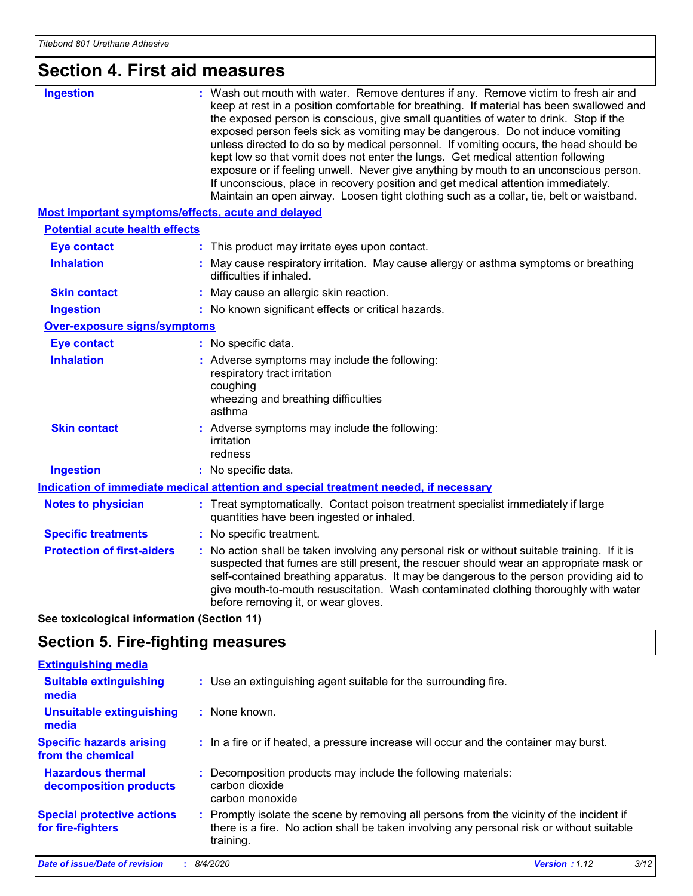## Section 4. First aid measures

| | |
|---|---|
| **Ingestion** | Wash out mouth with water. Remove dentures if any. Remove victim to fresh air and keep at rest in a position comfortable for breathing. If material has been swallowed and the exposed person is conscious, give small quantities of water to drink. Stop if the exposed person feels sick as vomiting may be dangerous. Do not induce vomiting unless directed to do so by medical personnel. If vomiting occurs, the head should be kept low so that vomit does not enter the lungs. Get medical attention following exposure or if feeling unwell. Never give anything by mouth to an unconscious person. If unconscious, place in recovery position and get medical attention immediately. Maintain an open airway. Loosen tight clothing such as a collar, tie, belt or waistband. |

### Most important symptoms/effects, acute and delayed

#### Potential acute health effects

| | |
|---|---|
| **Eye contact** | This product may irritate eyes upon contact. |
| **Inhalation** | May cause respiratory irritation. May cause allergy or asthma symptoms or breathing difficulties if inhaled. |
| **Skin contact** | May cause an allergic skin reaction. |
| **Ingestion** | No known significant effects or critical hazards. |

#### Over-exposure signs/symptoms

| | |
|---|---|
| **Eye contact** | No specific data. |
| **Inhalation** | Adverse symptoms may include the following: respiratory tract irritation coughing wheezing and breathing difficulties asthma |
| **Skin contact** | Adverse symptoms may include the following: irritation redness |
| **Ingestion** | No specific data. |

### Indication of immediate medical attention and special treatment needed, if necessary

| | |
|---|---|
| **Notes to physician** | Treat symptomatically. Contact poison treatment specialist immediately if large quantities have been ingested or inhaled. |
| **Specific treatments** | No specific treatment. |
| **Protection of first-aiders** | No action shall be taken involving any personal risk or without suitable training. If it is suspected that fumes are still present, the rescuer should wear an appropriate mask or self-contained breathing apparatus. It may be dangerous to the person providing aid to give mouth-to-mouth resuscitation. Wash contaminated clothing thoroughly with water before removing it, or wear gloves. |

**See toxicological information (Section 11)**

## Section 5. Fire-fighting measures

### Extinguishing media

| | |
|---|---|
| **Suitable extinguishing media** | Use an extinguishing agent suitable for the surrounding fire. |
| **Unsuitable extinguishing media** | None known. |
| **Specific hazards arising from the chemical** | In a fire or if heated, a pressure increase will occur and the container may burst. |
| **Hazardous thermal decomposition products** | Decomposition products may include the following materials: carbon dioxide carbon monoxide |
| **Special protective actions for fire-fighters** | Promptly isolate the scene by removing all persons from the vicinity of the incident if there is a fire. No action shall be taken involving any personal risk or without suitable training. |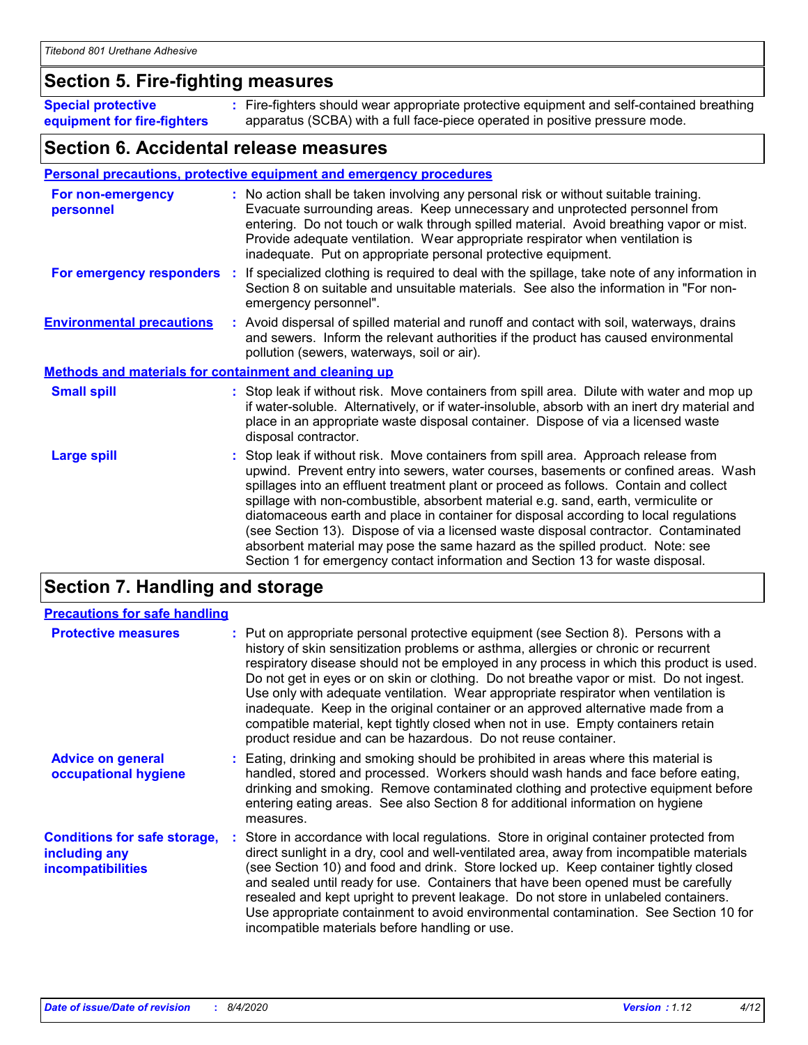## Section 5. Fire-fighting measures

**Special protective equipment for fire-fighters** : Fire-fighters should wear appropriate protective equipment and self-contained breathing apparatus (SCBA) with a full face-piece operated in positive pressure mode.

## Section 6. Accidental release measures

### Personal precautions, protective equipment and emergency procedures

**For non-emergency personnel** : No action shall be taken involving any personal risk or without suitable training. Evacuate surrounding areas. Keep unnecessary and unprotected personnel from entering. Do not touch or walk through spilled material. Avoid breathing vapor or mist. Provide adequate ventilation. Wear appropriate respirator when ventilation is inadequate. Put on appropriate personal protective equipment.

**For emergency responders** : If specialized clothing is required to deal with the spillage, take note of any information in Section 8 on suitable and unsuitable materials. See also the information in "For non-emergency personnel".

**Environmental precautions** : Avoid dispersal of spilled material and runoff and contact with soil, waterways, drains and sewers. Inform the relevant authorities if the product has caused environmental pollution (sewers, waterways, soil or air).

### Methods and materials for containment and cleaning up

**Small spill** : Stop leak if without risk. Move containers from spill area. Dilute with water and mop up if water-soluble. Alternatively, or if water-insoluble, absorb with an inert dry material and place in an appropriate waste disposal container. Dispose of via a licensed waste disposal contractor.

**Large spill** : Stop leak if without risk. Move containers from spill area. Approach release from upwind. Prevent entry into sewers, water courses, basements or confined areas. Wash spillages into an effluent treatment plant or proceed as follows. Contain and collect spillage with non-combustible, absorbent material e.g. sand, earth, vermiculite or diatomaceous earth and place in container for disposal according to local regulations (see Section 13). Dispose of via a licensed waste disposal contractor. Contaminated absorbent material may pose the same hazard as the spilled product. Note: see Section 1 for emergency contact information and Section 13 for waste disposal.

## Section 7. Handling and storage

### Precautions for safe handling

**Protective measures** : Put on appropriate personal protective equipment (see Section 8). Persons with a history of skin sensitization problems or asthma, allergies or chronic or recurrent respiratory disease should not be employed in any process in which this product is used. Do not get in eyes or on skin or clothing. Do not breathe vapor or mist. Do not ingest. Use only with adequate ventilation. Wear appropriate respirator when ventilation is inadequate. Keep in the original container or an approved alternative made from a compatible material, kept tightly closed when not in use. Empty containers retain product residue and can be hazardous. Do not reuse container.

**Advice on general occupational hygiene** : Eating, drinking and smoking should be prohibited in areas where this material is handled, stored and processed. Workers should wash hands and face before eating, drinking and smoking. Remove contaminated clothing and protective equipment before entering eating areas. See also Section 8 for additional information on hygiene measures.

**Conditions for safe storage, including any incompatibilities** : Store in accordance with local regulations. Store in original container protected from direct sunlight in a dry, cool and well-ventilated area, away from incompatible materials (see Section 10) and food and drink. Store locked up. Keep container tightly closed and sealed until ready for use. Containers that have been opened must be carefully resealed and kept upright to prevent leakage. Do not store in unlabeled containers. Use appropriate containment to avoid environmental contamination. See Section 10 for incompatible materials before handling or use.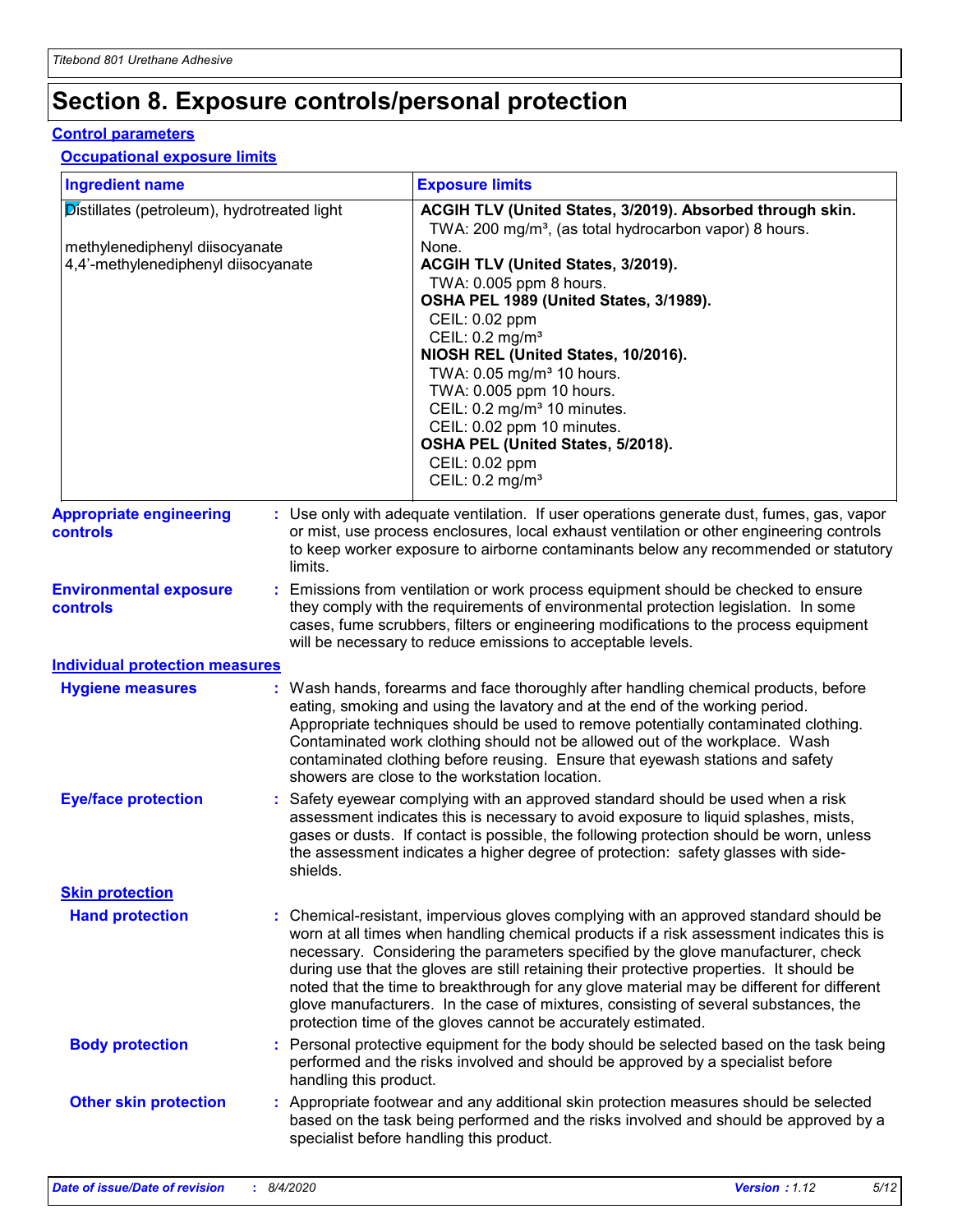# Section 8. Exposure controls/personal protection

## Control parameters

### Occupational exposure limits

| Ingredient name | Exposure limits |
|---|---|
| Distillates (petroleum), hydrotreated light | **ACGIH TLV (United States, 3/2019). Absorbed through skin.**<br>TWA: 200 mg/m³, (as total hydrocarbon vapor) 8 hours. |
| methylenediphenyl diisocyanate | None. |
| 4,4'-methylenediphenyl diisocyanate | **ACGIH TLV (United States, 3/2019).**<br>TWA: 0.005 ppm 8 hours.<br>**OSHA PEL 1989 (United States, 3/1989).**<br>CEIL: 0.02 ppm<br>CEIL: 0.2 mg/m³<br>**NIOSH REL (United States, 10/2016).**<br>TWA: 0.05 mg/m³ 10 hours.<br>TWA: 0.005 ppm 10 hours.<br>CEIL: 0.2 mg/m³ 10 minutes.<br>CEIL: 0.02 ppm 10 minutes.<br>**OSHA PEL (United States, 5/2018).**<br>CEIL: 0.02 ppm<br>CEIL: 0.2 mg/m³ |

**Appropriate engineering controls** : Use only with adequate ventilation. If user operations generate dust, fumes, gas, vapor or mist, use process enclosures, local exhaust ventilation or other engineering controls to keep worker exposure to airborne contaminants below any recommended or statutory limits.

**Environmental exposure controls** : Emissions from ventilation or work process equipment should be checked to ensure they comply with the requirements of environmental protection legislation. In some cases, fume scrubbers, filters or engineering modifications to the process equipment will be necessary to reduce emissions to acceptable levels.

## Individual protection measures

**Hygiene measures** : Wash hands, forearms and face thoroughly after handling chemical products, before eating, smoking and using the lavatory and at the end of the working period. Appropriate techniques should be used to remove potentially contaminated clothing. Contaminated work clothing should not be allowed out of the workplace. Wash contaminated clothing before reusing. Ensure that eyewash stations and safety showers are close to the workstation location.

**Eye/face protection** : Safety eyewear complying with an approved standard should be used when a risk assessment indicates this is necessary to avoid exposure to liquid splashes, mists, gases or dusts. If contact is possible, the following protection should be worn, unless the assessment indicates a higher degree of protection: safety glasses with side-shields.

### Skin protection

**Hand protection** : Chemical-resistant, impervious gloves complying with an approved standard should be worn at all times when handling chemical products if a risk assessment indicates this is necessary. Considering the parameters specified by the glove manufacturer, check during use that the gloves are still retaining their protective properties. It should be noted that the time to breakthrough for any glove material may be different for different glove manufacturers. In the case of mixtures, consisting of several substances, the protection time of the gloves cannot be accurately estimated.

**Body protection** : Personal protective equipment for the body should be selected based on the task being performed and the risks involved and should be approved by a specialist before handling this product.

**Other skin protection** : Appropriate footwear and any additional skin protection measures should be selected based on the task being performed and the risks involved and should be approved by a specialist before handling this product.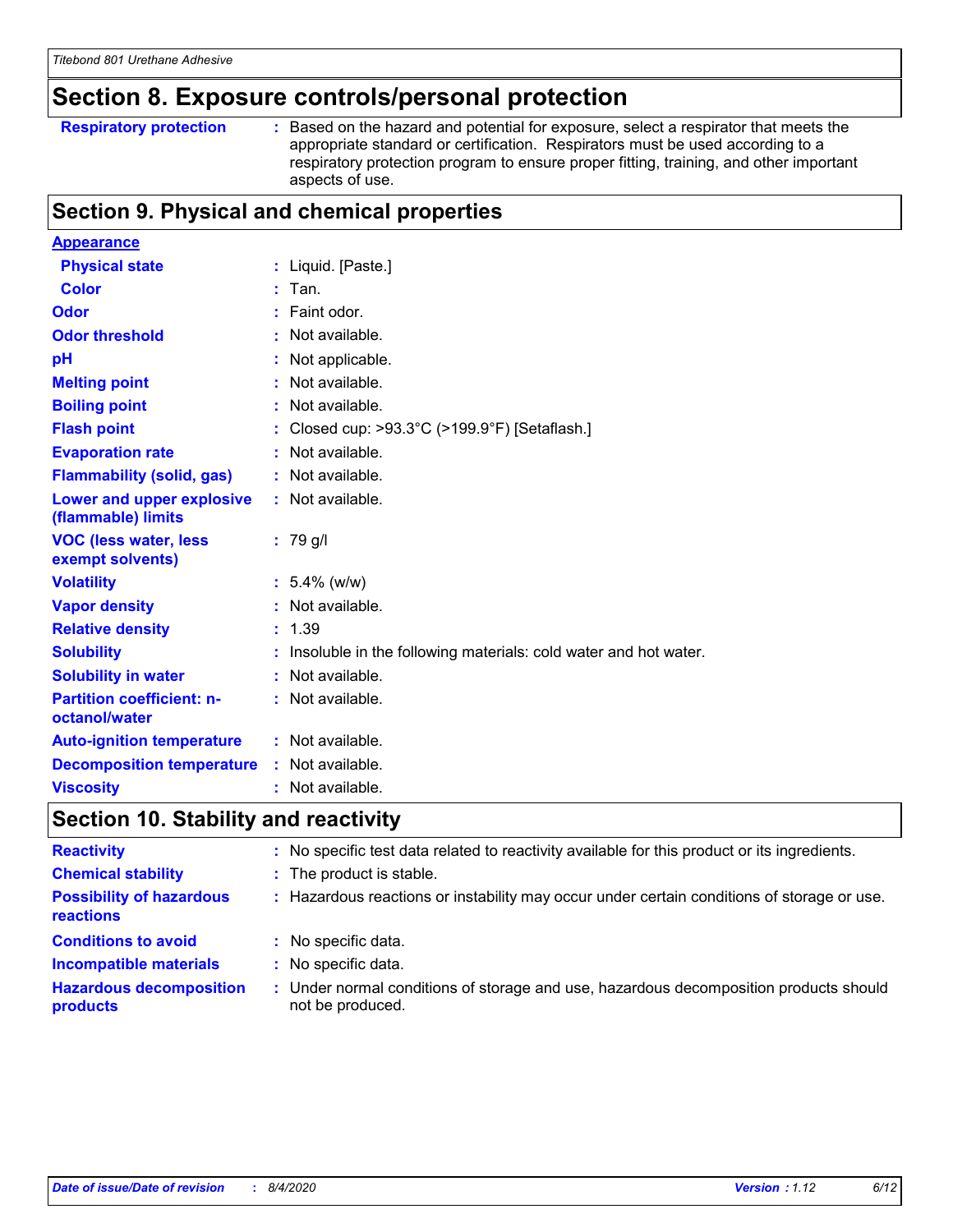## Section 8. Exposure controls/personal protection

| | |
|---|---|
| **Respiratory protection** | : Based on the hazard and potential for exposure, select a respirator that meets the appropriate standard or certification. Respirators must be used according to a respiratory protection program to ensure proper fitting, training, and other important aspects of use. |

## Section 9. Physical and chemical properties

**Appearance**

| | |
|---|---|
| **Physical state** | : Liquid. [Paste.] |
| **Color** | : Tan. |
| **Odor** | : Faint odor. |
| **Odor threshold** | : Not available. |
| **pH** | : Not applicable. |
| **Melting point** | : Not available. |
| **Boiling point** | : Not available. |
| **Flash point** | : Closed cup: >93.3°C (>199.9°F) [Setaflash.] |
| **Evaporation rate** | : Not available. |
| **Flammability (solid, gas)** | : Not available. |
| **Lower and upper explosive (flammable) limits** | : Not available. |
| **VOC (less water, less exempt solvents)** | : 79 g/l |
| **Volatility** | : 5.4% (w/w) |
| **Vapor density** | : Not available. |
| **Relative density** | : 1.39 |
| **Solubility** | : Insoluble in the following materials: cold water and hot water. |
| **Solubility in water** | : Not available. |
| **Partition coefficient: n-octanol/water** | : Not available. |
| **Auto-ignition temperature** | : Not available. |
| **Decomposition temperature** | : Not available. |
| **Viscosity** | : Not available. |

## Section 10. Stability and reactivity

| | |
|---|---|
| **Reactivity** | : No specific test data related to reactivity available for this product or its ingredients. |
| **Chemical stability** | : The product is stable. |
| **Possibility of hazardous reactions** | : Hazardous reactions or instability may occur under certain conditions of storage or use. |
| **Conditions to avoid** | : No specific data. |
| **Incompatible materials** | : No specific data. |
| **Hazardous decomposition products** | : Under normal conditions of storage and use, hazardous decomposition products should not be produced. |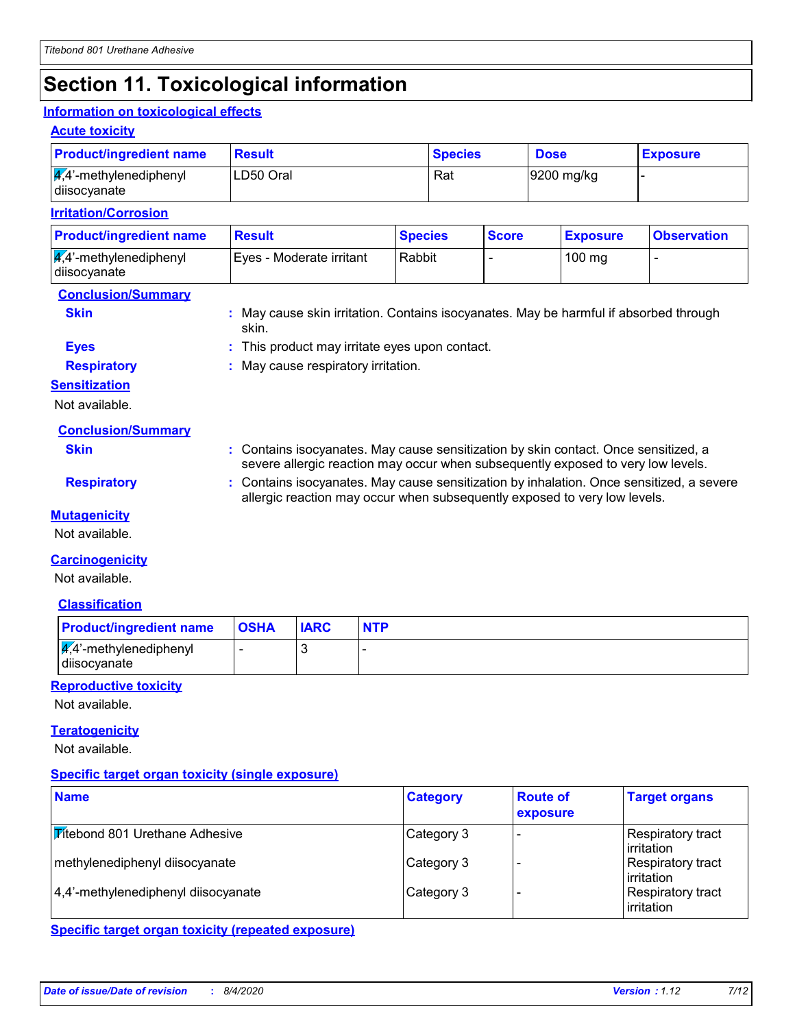# Section 11. Toxicological information

## Information on toxicological effects

### Acute toxicity

| Product/ingredient name | Result | Species | Dose | Exposure |
| --- | --- | --- | --- | --- |
| 4,4'-methylenediphenyl diisocyanate | LD50 Oral | Rat | 9200 mg/kg | - |

### Irritation/Corrosion

| Product/ingredient name | Result | Species | Score | Exposure | Observation |
| --- | --- | --- | --- | --- | --- |
| 4,4'-methylenediphenyl diisocyanate | Eyes - Moderate irritant | Rabbit | - | 100 mg | - |

#### Conclusion/Summary

**Skin** : May cause skin irritation. Contains isocyanates. May be harmful if absorbed through skin.

**Eyes** : This product may irritate eyes upon contact.

**Respiratory** : May cause respiratory irritation.

### Sensitization

Not available.

#### Conclusion/Summary

**Skin** : Contains isocyanates. May cause sensitization by skin contact. Once sensitized, a severe allergic reaction may occur when subsequently exposed to very low levels.

**Respiratory** : Contains isocyanates. May cause sensitization by inhalation. Once sensitized, a severe allergic reaction may occur when subsequently exposed to very low levels.

### Mutagenicity

Not available.

### Carcinogenicity

Not available.

#### Classification

| Product/ingredient name | OSHA | IARC | NTP |
| --- | --- | --- | --- |
| 4,4'-methylenediphenyl diisocyanate | - | 3 | - |

### Reproductive toxicity

Not available.

### Teratogenicity

Not available.

### Specific target organ toxicity (single exposure)

| Name | Category | Route of exposure | Target organs |
| --- | --- | --- | --- |
| Titebond 801 Urethane Adhesive | Category 3 | - | Respiratory tract irritation |
| methylenediphenyl diisocyanate | Category 3 | - | Respiratory tract irritation |
| 4,4'-methylenediphenyl diisocyanate | Category 3 | - | Respiratory tract irritation |

### Specific target organ toxicity (repeated exposure)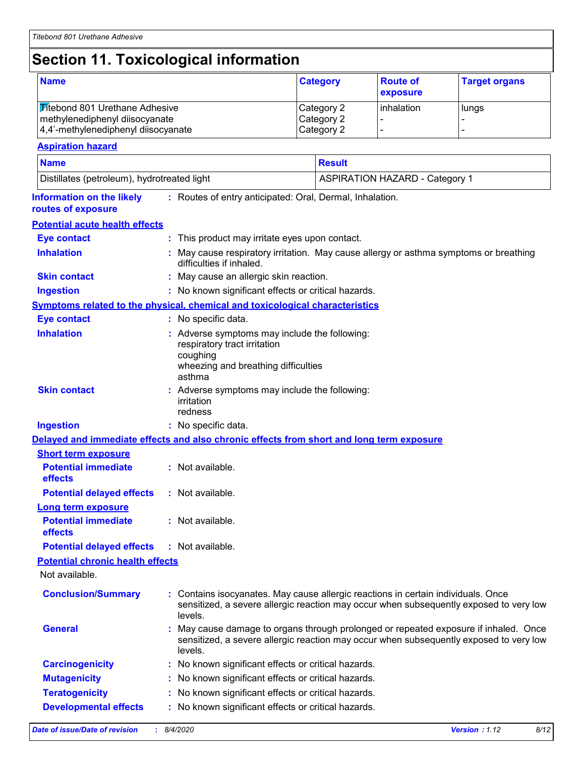# Section 11. Toxicological information

| Name | Category | Route of exposure | Target organs |
|---|---|---|---|
| Titebond 801 Urethane Adhesive | Category 2 | inhalation | lungs |
| methylenediphenyl diisocyanate | Category 2 | - | - |
| 4,4'-methylenediphenyl diisocyanate | Category 2 | - | - |

**Aspiration hazard**

| Name | Result |
|---|---|
| Distillates (petroleum), hydrotreated light | ASPIRATION HAZARD - Category 1 |

**Information on the likely routes of exposure** : Routes of entry anticipated: Oral, Dermal, Inhalation.

**Potential acute health effects**

**Eye contact** : This product may irritate eyes upon contact.

**Inhalation** : May cause respiratory irritation. May cause allergy or asthma symptoms or breathing difficulties if inhaled.

**Skin contact** : May cause an allergic skin reaction.

**Ingestion** : No known significant effects or critical hazards.

**Symptoms related to the physical, chemical and toxicological characteristics**

**Eye contact** : No specific data.

**Inhalation** : Adverse symptoms may include the following:
respiratory tract irritation
coughing
wheezing and breathing difficulties
asthma

**Skin contact** : Adverse symptoms may include the following:
irritation
redness

**Ingestion** : No specific data.

**Delayed and immediate effects and also chronic effects from short and long term exposure**

**Short term exposure**

**Potential immediate effects** : Not available.

**Potential delayed effects** : Not available.

**Long term exposure**

**Potential immediate effects** : Not available.

**Potential delayed effects** : Not available.

**Potential chronic health effects**

Not available.

**Conclusion/Summary** : Contains isocyanates. May cause allergic reactions in certain individuals. Once sensitized, a severe allergic reaction may occur when subsequently exposed to very low levels.

**General** : May cause damage to organs through prolonged or repeated exposure if inhaled. Once sensitized, a severe allergic reaction may occur when subsequently exposed to very low levels.

**Carcinogenicity** : No known significant effects or critical hazards.

**Mutagenicity** : No known significant effects or critical hazards.

**Teratogenicity** : No known significant effects or critical hazards.

**Developmental effects** : No known significant effects or critical hazards.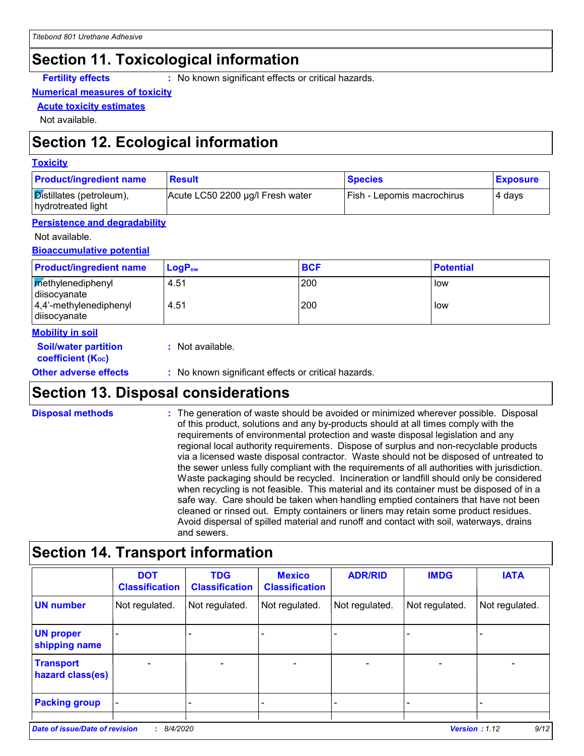## Section 11. Toxicological information

**Fertility effects** : No known significant effects or critical hazards.

**Numerical measures of toxicity**

**Acute toxicity estimates**

Not available.

## Section 12. Ecological information

**Toxicity**

| Product/ingredient name | Result | Species | Exposure |
|---|---|---|---|
| Distillates (petroleum), hydrotreated light | Acute LC50 2200 µg/l Fresh water | Fish - Lepomis macrochirus | 4 days |

**Persistence and degradability**

Not available.

**Bioaccumulative potential**

| Product/ingredient name | $LogP_{ow}$ | BCF | Potential |
|---|---|---|---|
| methylenediphenyl diisocyanate | 4.51 | 200 | low |
| 4,4'-methylenediphenyl diisocyanate | 4.51 | 200 | low |

**Mobility in soil**

**Soil/water partition coefficient ($K_{OC}$)** : Not available.

**Other adverse effects** : No known significant effects or critical hazards.

## Section 13. Disposal considerations

**Disposal methods** : The generation of waste should be avoided or minimized wherever possible. Disposal of this product, solutions and any by-products should at all times comply with the requirements of environmental protection and waste disposal legislation and any regional local authority requirements. Dispose of surplus and non-recyclable products via a licensed waste disposal contractor. Waste should not be disposed of untreated to the sewer unless fully compliant with the requirements of all authorities with jurisdiction. Waste packaging should be recycled. Incineration or landfill should only be considered when recycling is not feasible. This material and its container must be disposed of in a safe way. Care should be taken when handling emptied containers that have not been cleaned or rinsed out. Empty containers or liners may retain some product residues. Avoid dispersal of spilled material and runoff and contact with soil, waterways, drains and sewers.

## Section 14. Transport information

| | DOT Classification | TDG Classification | Mexico Classification | ADR/RID | IMDG | IATA |
|---|---|---|---|---|---|---|
| UN number | Not regulated. | Not regulated. | Not regulated. | Not regulated. | Not regulated. | Not regulated. |
| UN proper shipping name | - | - | - | - | - | - |
| Transport hazard class(es) | - | - | - | - | - | - |
| Packing group | - | - | - | - | - | - |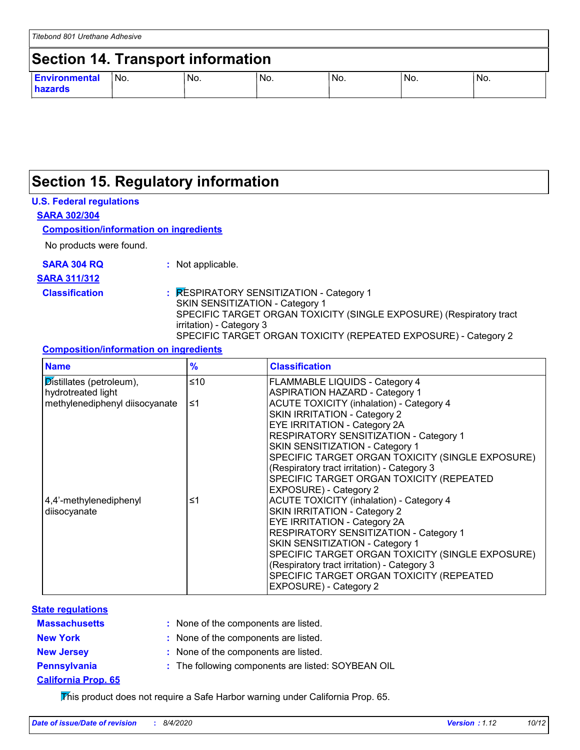## Section 14. Transport information

| Environmental hazards | No. | No. | No. | No. | No. | No. |
|---|---|---|---|---|---|---|

## Section 15. Regulatory information

**U.S. Federal regulations**

**SARA 302/304**

**Composition/information on ingredients**

No products were found.

**SARA 304 RQ** : Not applicable.

**SARA 311/312**

**Classification** : RESPIRATORY SENSITIZATION - Category 1
SKIN SENSITIZATION - Category 1
SPECIFIC TARGET ORGAN TOXICITY (SINGLE EXPOSURE) (Respiratory tract irritation) - Category 3
SPECIFIC TARGET ORGAN TOXICITY (REPEATED EXPOSURE) - Category 2

**Composition/information on ingredients**

| Name | % | Classification |
|---|---|---|
| Distillates (petroleum), hydrotreated light | ≤10 | FLAMMABLE LIQUIDS - Category 4<br>ASPIRATION HAZARD - Category 1 |
| methylenediphenyl diisocyanate | ≤1 | ACUTE TOXICITY (inhalation) - Category 4<br>SKIN IRRITATION - Category 2<br>EYE IRRITATION - Category 2A<br>RESPIRATORY SENSITIZATION - Category 1<br>SKIN SENSITIZATION - Category 1<br>SPECIFIC TARGET ORGAN TOXICITY (SINGLE EXPOSURE) (Respiratory tract irritation) - Category 3<br>SPECIFIC TARGET ORGAN TOXICITY (REPEATED EXPOSURE) - Category 2 |
| 4,4'-methylenediphenyl diisocyanate | ≤1 | ACUTE TOXICITY (inhalation) - Category 4<br>SKIN IRRITATION - Category 2<br>EYE IRRITATION - Category 2A<br>RESPIRATORY SENSITIZATION - Category 1<br>SKIN SENSITIZATION - Category 1<br>SPECIFIC TARGET ORGAN TOXICITY (SINGLE EXPOSURE) (Respiratory tract irritation) - Category 3<br>SPECIFIC TARGET ORGAN TOXICITY (REPEATED EXPOSURE) - Category 2 |

**State regulations**

**Massachusetts** : None of the components are listed.

**New York** : None of the components are listed.

**New Jersey** : None of the components are listed.

**Pennsylvania** : The following components are listed: SOYBEAN OIL

**California Prop. 65**

This product does not require a Safe Harbor warning under California Prop. 65.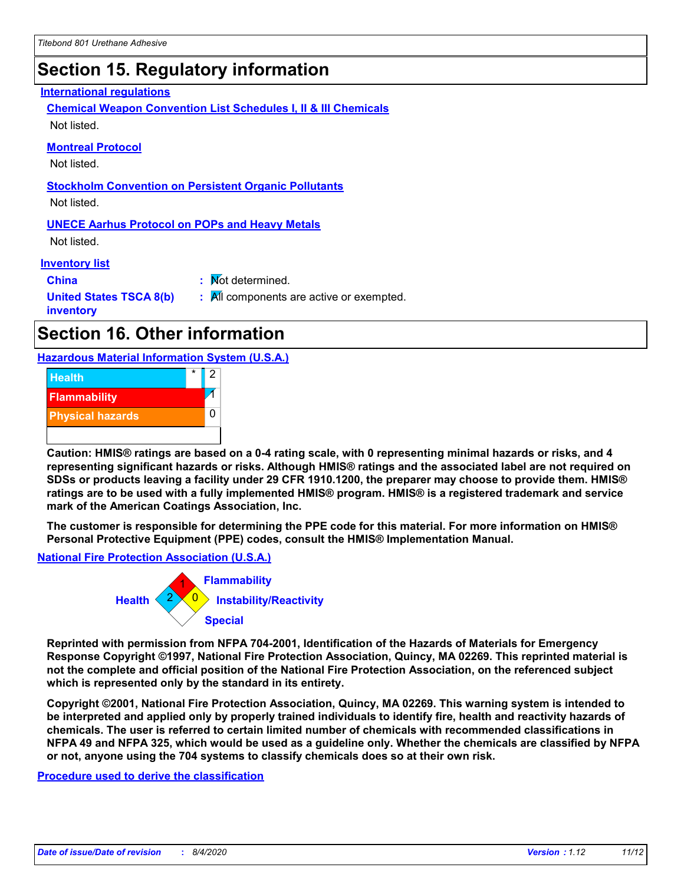# Section 15. Regulatory information

## International regulations

### Chemical Weapon Convention List Schedules I, II & III Chemicals

Not listed.

### Montreal Protocol

Not listed.

### Stockholm Convention on Persistent Organic Pollutants

Not listed.

### UNECE Aarhus Protocol on POPs and Heavy Metals

Not listed.

## Inventory list

**China** : Not determined.

**United States TSCA 8(b) inventory** : All components are active or exempted.

# Section 16. Other information

## Hazardous Material Information System (U.S.A.)

| | | |
|---|---|---|
| Health | * | 2 |
| Flammability | | 1 |
| Physical hazards | | 0 |

**Caution: HMIS® ratings are based on a 0-4 rating scale, with 0 representing minimal hazards or risks, and 4 representing significant hazards or risks. Although HMIS® ratings and the associated label are not required on SDSs or products leaving a facility under 29 CFR 1910.1200, the preparer may choose to provide them. HMIS® ratings are to be used with a fully implemented HMIS® program. HMIS® is a registered trademark and service mark of the American Coatings Association, Inc.**

**The customer is responsible for determining the PPE code for this material. For more information on HMIS® Personal Protective Equipment (PPE) codes, consult the HMIS® Implementation Manual.**

## National Fire Protection Association (U.S.A.)

Health: 2
Flammability: 1
Instability/Reactivity: 0
Special:

**Reprinted with permission from NFPA 704-2001, Identification of the Hazards of Materials for Emergency Response Copyright ©1997, National Fire Protection Association, Quincy, MA 02269. This reprinted material is not the complete and official position of the National Fire Protection Association, on the referenced subject which is represented only by the standard in its entirety.**

**Copyright ©2001, National Fire Protection Association, Quincy, MA 02269. This warning system is intended to be interpreted and applied only by properly trained individuals to identify fire, health and reactivity hazards of chemicals. The user is referred to certain limited number of chemicals with recommended classifications in NFPA 49 and NFPA 325, which would be used as a guideline only. Whether the chemicals are classified by NFPA or not, anyone using the 704 systems to classify chemicals does so at their own risk.**

## Procedure used to derive the classification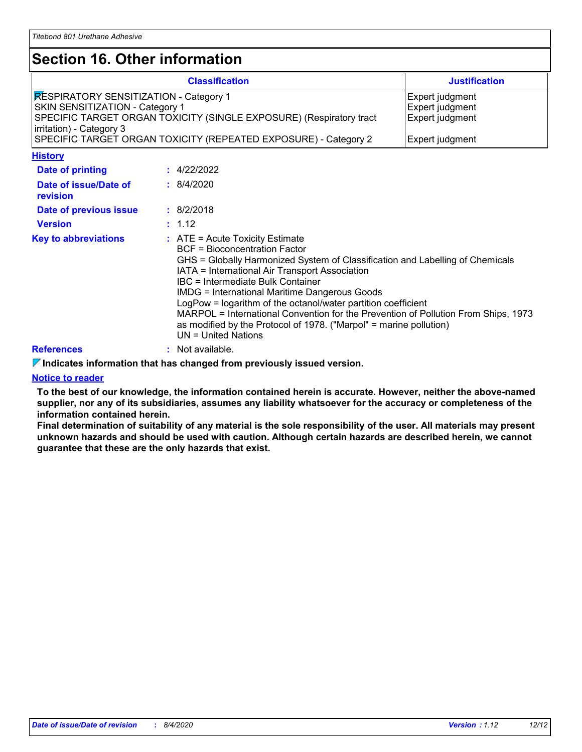# Section 16. Other information

| Classification | Justification |
| --- | --- |
| RESPIRATORY SENSITIZATION - Category 1 | Expert judgment |
| SKIN SENSITIZATION - Category 1 | Expert judgment |
| SPECIFIC TARGET ORGAN TOXICITY (SINGLE EXPOSURE) (Respiratory tract irritation) - Category 3 | Expert judgment |
| SPECIFIC TARGET ORGAN TOXICITY (REPEATED EXPOSURE) - Category 2 | Expert judgment |

**History**

**Date of printing** : 4/22/2022

**Date of issue/Date of revision** : 8/4/2020

**Date of previous issue** : 8/2/2018

**Version** : 1.12

**Key to abbreviations** :
ATE = Acute Toxicity Estimate
BCF = Bioconcentration Factor
GHS = Globally Harmonized System of Classification and Labelling of Chemicals
IATA = International Air Transport Association
IBC = Intermediate Bulk Container
IMDG = International Maritime Dangerous Goods
LogPow = logarithm of the octanol/water partition coefficient
MARPOL = International Convention for the Prevention of Pollution From Ships, 1973 as modified by the Protocol of 1978. ("Marpol" = marine pollution)
UN = United Nations

**References** : Not available.

**Indicates information that has changed from previously issued version.**

**Notice to reader**

**To the best of our knowledge, the information contained herein is accurate. However, neither the above-named supplier, nor any of its subsidiaries, assumes any liability whatsoever for the accuracy or completeness of the information contained herein.**

**Final determination of suitability of any material is the sole responsibility of the user. All materials may present unknown hazards and should be used with caution. Although certain hazards are described herein, we cannot guarantee that these are the only hazards that exist.**